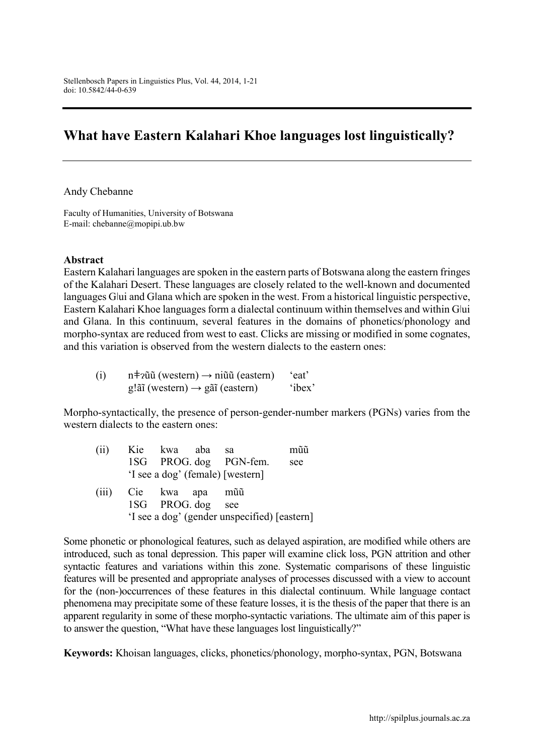# What have Eastern Kalahari Khoe languages lost linguistically?

Andy Chebanne

Faculty of Humanities, University of Botswana
E-mail: chebanne@mopipi.ub.bw

## Abstract

Eastern Kalahari languages are spoken in the eastern parts of Botswana along the eastern fringes of the Kalahari Desert. These languages are closely related to the well-known and documented languages G|ui and G‖ana which are spoken in the west. From a historical linguistic perspective, Eastern Kalahari Khoe languages form a dialectal continuum within themselves and within G|ui and G‖ana. In this continuum, several features in the domains of phonetics/phonology and morpho-syntax are reduced from west to east. Clicks are missing or modified in some cognates, and this variation is observed from the western dialects to the eastern ones:

(i) n‡ʔũũ (western) → niũũ (eastern) 'eat'
g!ãĩ (western) → gãĩ (eastern) 'ibex'

Morpho-syntactically, the presence of person-gender-number markers (PGNs) varies from the western dialects to the eastern ones:

(ii) Kie kwa aba sa mũũ
1SG PROG. dog PGN-fem. see
'I see a dog' (female) [western]

(iii) Cie kwa apa mũũ
1SG PROG. dog see
'I see a dog' (gender unspecified) [eastern]

Some phonetic or phonological features, such as delayed aspiration, are modified while others are introduced, such as tonal depression. This paper will examine click loss, PGN attrition and other syntactic features and variations within this zone. Systematic comparisons of these linguistic features will be presented and appropriate analyses of processes discussed with a view to account for the (non-)occurrences of these features in this dialectal continuum. While language contact phenomena may precipitate some of these feature losses, it is the thesis of the paper that there is an apparent regularity in some of these morpho-syntactic variations. The ultimate aim of this paper is to answer the question, "What have these languages lost linguistically?"

**Keywords:** Khoisan languages, clicks, phonetics/phonology, morpho-syntax, PGN, Botswana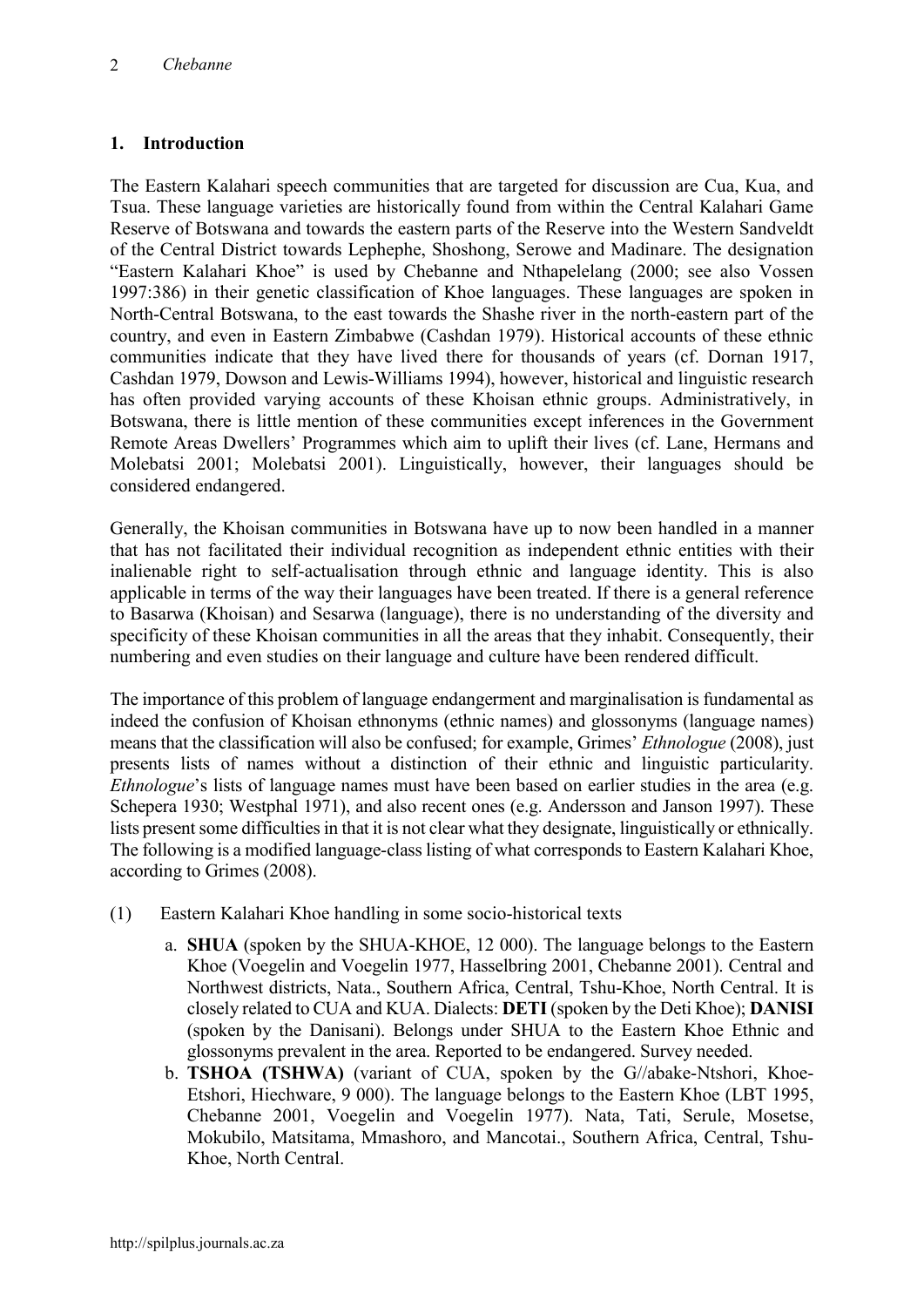## 1. Introduction

The Eastern Kalahari speech communities that are targeted for discussion are Cua, Kua, and Tsua. These language varieties are historically found from within the Central Kalahari Game Reserve of Botswana and towards the eastern parts of the Reserve into the Western Sandveldt of the Central District towards Lephephe, Shoshong, Serowe and Madinare. The designation "Eastern Kalahari Khoe" is used by Chebanne and Nthapelelang (2000; see also Vossen 1997:386) in their genetic classification of Khoe languages. These languages are spoken in North-Central Botswana, to the east towards the Shashe river in the north-eastern part of the country, and even in Eastern Zimbabwe (Cashdan 1979). Historical accounts of these ethnic communities indicate that they have lived there for thousands of years (cf. Dornan 1917, Cashdan 1979, Dowson and Lewis-Williams 1994), however, historical and linguistic research has often provided varying accounts of these Khoisan ethnic groups. Administratively, in Botswana, there is little mention of these communities except inferences in the Government Remote Areas Dwellers' Programmes which aim to uplift their lives (cf. Lane, Hermans and Molebatsi 2001; Molebatsi 2001). Linguistically, however, their languages should be considered endangered.

Generally, the Khoisan communities in Botswana have up to now been handled in a manner that has not facilitated their individual recognition as independent ethnic entities with their inalienable right to self-actualisation through ethnic and language identity. This is also applicable in terms of the way their languages have been treated. If there is a general reference to Basarwa (Khoisan) and Sesarwa (language), there is no understanding of the diversity and specificity of these Khoisan communities in all the areas that they inhabit. Consequently, their numbering and even studies on their language and culture have been rendered difficult.

The importance of this problem of language endangerment and marginalisation is fundamental as indeed the confusion of Khoisan ethnonyms (ethnic names) and glossonyms (language names) means that the classification will also be confused; for example, Grimes' *Ethnologue* (2008), just presents lists of names without a distinction of their ethnic and linguistic particularity. *Ethnologue*'s lists of language names must have been based on earlier studies in the area (e.g. Schepera 1930; Westphal 1971), and also recent ones (e.g. Andersson and Janson 1997). These lists present some difficulties in that it is not clear what they designate, linguistically or ethnically. The following is a modified language-class listing of what corresponds to Eastern Kalahari Khoe, according to Grimes (2008).

(1) Eastern Kalahari Khoe handling in some socio-historical texts

a. **SHUA** (spoken by the SHUA-KHOE, 12 000). The language belongs to the Eastern Khoe (Voegelin and Voegelin 1977, Hasselbring 2001, Chebanne 2001). Central and Northwest districts, Nata., Southern Africa, Central, Tshu-Khoe, North Central. It is closely related to CUA and KUA. Dialects: **DETI** (spoken by the Deti Khoe); **DANISI** (spoken by the Danisani). Belongs under SHUA to the Eastern Khoe Ethnic and glossonyms prevalent in the area. Reported to be endangered. Survey needed.

b. **TSHOA (TSHWA)** (variant of CUA, spoken by the G//abake-Ntshori, Khoe-Etshori, Hiechware, 9 000). The language belongs to the Eastern Khoe (LBT 1995, Chebanne 2001, Voegelin and Voegelin 1977). Nata, Tati, Serule, Mosetse, Mokubilo, Matsitama, Mmashoro, and Mancotai., Southern Africa, Central, Tshu-Khoe, North Central.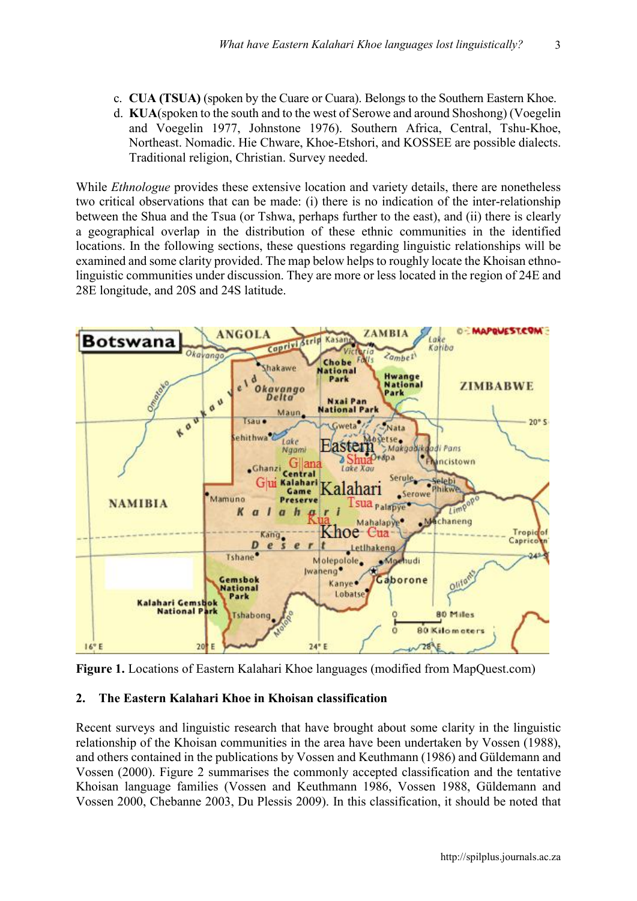c. **CUA (TSUA)** (spoken by the Cuare or Cuara). Belongs to the Southern Eastern Khoe.
d. **KUA**(spoken to the south and to the west of Serowe and around Shoshong) (Voegelin and Voegelin 1977, Johnstone 1976). Southern Africa, Central, Tshu-Khoe, Northeast. Nomadic. Hie Chware, Khoe-Etshori, and KOSSEE are possible dialects. Traditional religion, Christian. Survey needed.

While *Ethnologue* provides these extensive location and variety details, there are nonetheless two critical observations that can be made: (i) there is no indication of the inter-relationship between the Shua and the Tsua (or Tshwa, perhaps further to the east), and (ii) there is clearly a geographical overlap in the distribution of these ethnic communities in the identified locations. In the following sections, these questions regarding linguistic relationships will be examined and some clarity provided. The map below helps to roughly locate the Khoisan ethno-linguistic communities under discussion. They are more or less located in the region of 24E and 28E longitude, and 20S and 24S latitude.

**Figure 1.** Locations of Eastern Kalahari Khoe languages (modified from MapQuest.com)

## 2. The Eastern Kalahari Khoe in Khoisan classification

Recent surveys and linguistic research that have brought about some clarity in the linguistic relationship of the Khoisan communities in the area have been undertaken by Vossen (1988), and others contained in the publications by Vossen and Keuthmann (1986) and Güldemann and Vossen (2000). Figure 2 summarises the commonly accepted classification and the tentative Khoisan language families (Vossen and Keuthmann 1986, Vossen 1988, Güldemann and Vossen 2000, Chebanne 2003, Du Plessis 2009). In this classification, it should be noted that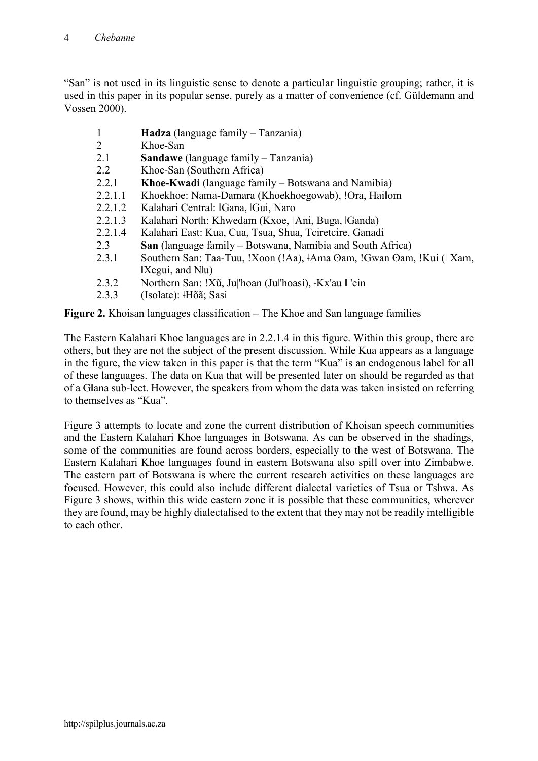"San" is not used in its linguistic sense to denote a particular linguistic grouping; rather, it is used in this paper in its popular sense, purely as a matter of convenience (cf. Güldemann and Vossen 2000).

1 **Hadza** (language family – Tanzania)
2 Khoe-San
2.1 **Sandawe** (language family – Tanzania)
2.2 Khoe-San (Southern Africa)
2.2.1 **Khoe-Kwadi** (language family – Botswana and Namibia)
2.2.1.1 Khoekhoe: Nama-Damara (Khoekhoegowab), !Ora, Hai‖om
2.2.1.2 Kalahari Central: ‖Gana, |Gui, Naro
2.2.1.3 Kalahari North: Khwedam (Kxoe, ‖Ani, Buga, |Ganda)
2.2.1.4 Kalahari East: Kua, Cua, Tsua, Shua, Tciretcire, Ganadi
2.3 **San** (language family – Botswana, Namibia and South Africa)
2.3.1 Southern San: Taa-Tuu, !Xoon (!Aa), ǂAma Θam, !Gwan Θam, !Kui (| Xam, ‖Xegui, and N|u)
2.3.2 Northern San: !Xũ, Ju|'hoan (Ju|'hoasi), ǂKx'au ‖ 'ein
2.3.3 (Isolate): ǂHõã; Sasi

**Figure 2.** Khoisan languages classification – The Khoe and San language families

The Eastern Kalahari Khoe languages are in 2.2.1.4 in this figure. Within this group, there are others, but they are not the subject of the present discussion. While Kua appears as a language in the figure, the view taken in this paper is that the term "Kua" is an endogenous label for all of these languages. The data on Kua that will be presented later on should be regarded as that of a G‖ana sub-lect. However, the speakers from whom the data was taken insisted on referring to themselves as "Kua".

Figure 3 attempts to locate and zone the current distribution of Khoisan speech communities and the Eastern Kalahari Khoe languages in Botswana. As can be observed in the shadings, some of the communities are found across borders, especially to the west of Botswana. The Eastern Kalahari Khoe languages found in eastern Botswana also spill over into Zimbabwe. The eastern part of Botswana is where the current research activities on these languages are focused. However, this could also include different dialectal varieties of Tsua or Tshwa. As Figure 3 shows, within this wide eastern zone it is possible that these communities, wherever they are found, may be highly dialectalised to the extent that they may not be readily intelligible to each other.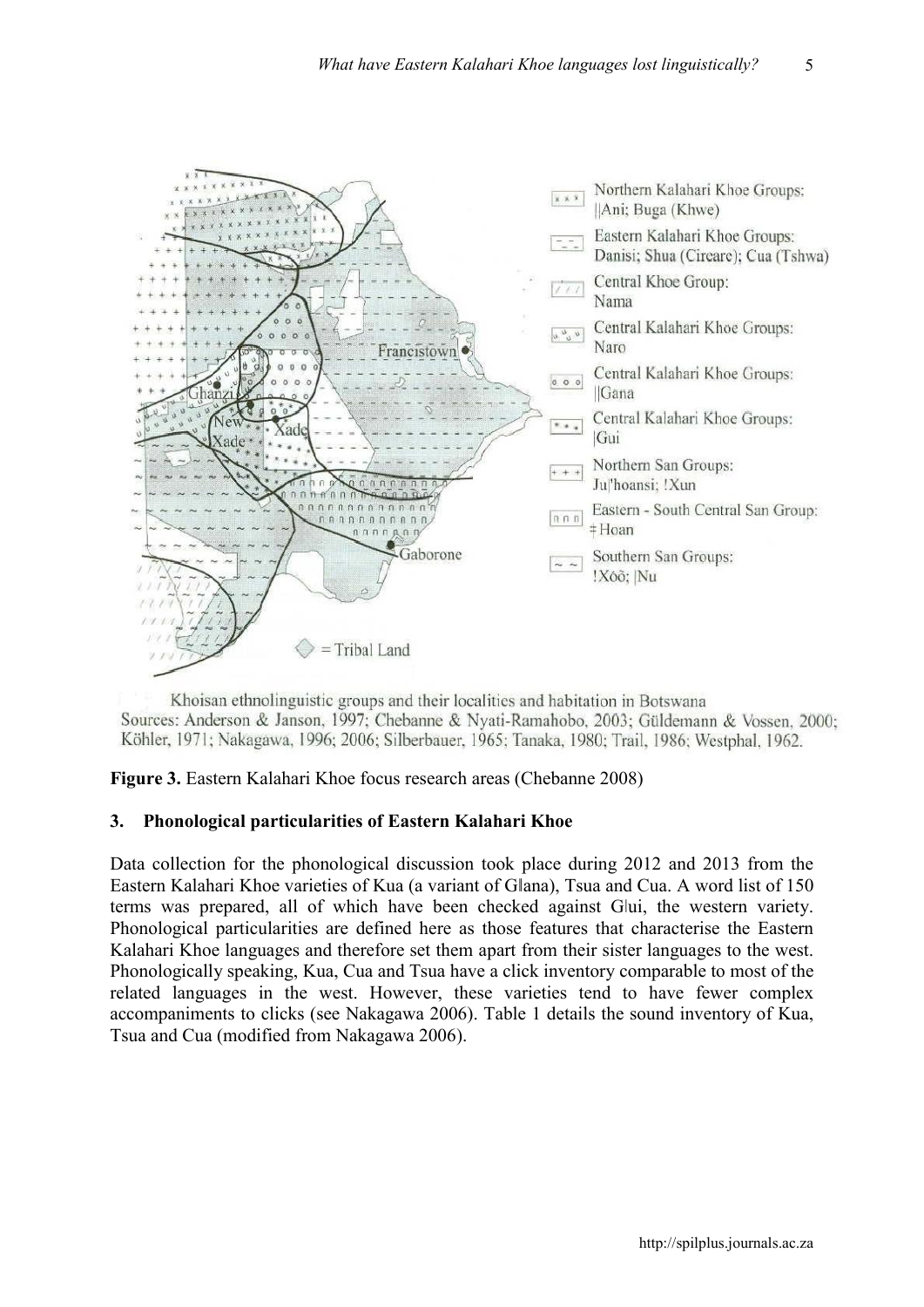Northern Kalahari Khoe Groups: ||Ani; Buga (Khwe)

Eastern Kalahari Khoe Groups: Danisi; Shua (Cireare); Cua (Tshwa)

Central Khoe Group: Nama

Central Kalahari Khoe Groups: Naro

Central Kalahari Khoe Groups: ||Gana

Central Kalahari Khoe Groups: |Gui

Northern San Groups: Ju|'hoansi; !Xun

Eastern - South Central San Group: ǂHoan

Southern San Groups: !Xóõ; |Nu

= Tribal Land

Khoisan ethnolinguistic groups and their localities and habitation in Botswana
Sources: Anderson & Janson, 1997; Chebanne & Nyati-Ramahobo, 2003; Güldemann & Vossen, 2000; Köhler, 1971; Nakagawa, 1996; 2006; Silberbauer, 1965; Tanaka, 1980; Trail, 1986; Westphal, 1962.

**Figure 3.** Eastern Kalahari Khoe focus research areas (Chebanne 2008)

## 3. Phonological particularities of Eastern Kalahari Khoe

Data collection for the phonological discussion took place during 2012 and 2013 from the Eastern Kalahari Khoe varieties of Kua (a variant of G||ana), Tsua and Cua. A word list of 150 terms was prepared, all of which have been checked against G|ui, the western variety. Phonological particularities are defined here as those features that characterise the Eastern Kalahari Khoe languages and therefore set them apart from their sister languages to the west. Phonologically speaking, Kua, Cua and Tsua have a click inventory comparable to most of the related languages in the west. However, these varieties tend to have fewer complex accompaniments to clicks (see Nakagawa 2006). Table 1 details the sound inventory of Kua, Tsua and Cua (modified from Nakagawa 2006).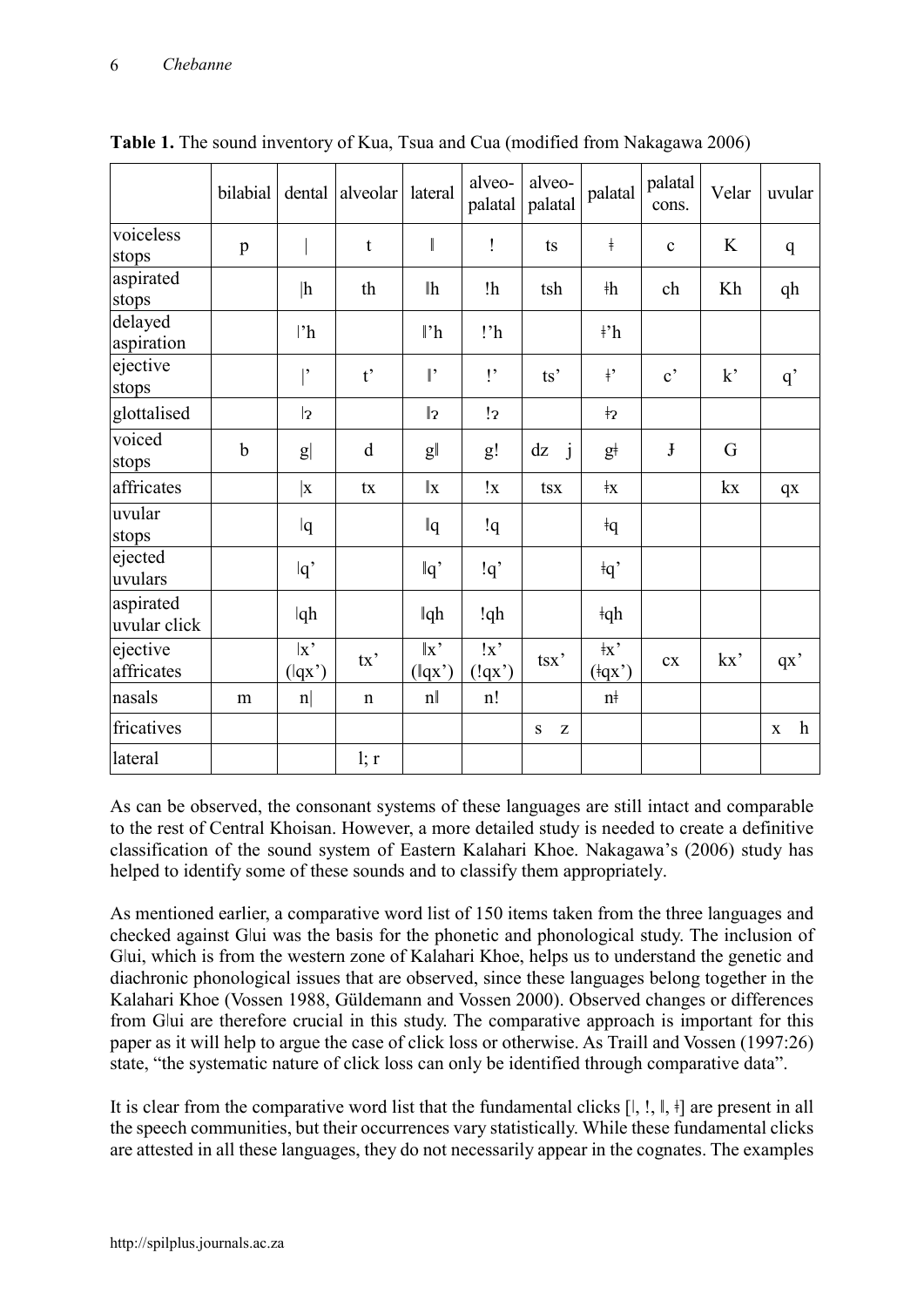**Table 1.** The sound inventory of Kua, Tsua and Cua (modified from Nakagawa 2006)

| | bilabial | dental | alveolar | lateral | alveo-palatal | alveo-palatal | palatal | palatal cons. | Velar | uvular |
|---|---|---|---|---|---|---|---|---|---|---|
| voiceless stops | p | ǀ | t | ǁ | ! | ts | ǂ | c | K | q |
| aspirated stops | | ǀh | th | ǁh | !h | tsh | ǂh | ch | Kh | qh |
| delayed aspiration | | ǀ'h | | ǁ'h | !'h | | ǂ'h | | | |
| ejective stops | | ǀ' | t' | ǁ' | !' | ts' | ǂ' | c' | k' | q' |
| glottalised | | ǀʔ | | ǁʔ | !ʔ | | ǂʔ | | | |
| voiced stops | b | gǀ | d | gǁ | g! | dz j | gǂ | ɟ | G | |
| affricates | | ǀx | tx | ǁx | !x | tsx | ǂx | | kx | qx |
| uvular stops | | ǀq | | ǁq | !q | | ǂq | | | |
| ejected uvulars | | ǀq' | | ǁq' | !q' | | ǂq' | | | |
| aspirated uvular click | | ǀqh | | ǁqh | !qh | | ǂqh | | | |
| ejective affricates | | ǀx' (ǀqx') | tx' | ǁx' (ǁqx') | !x' (!qx') | tsx' | ǂx' (ǂqx') | cx | kx' | qx' |
| nasals | m | nǀ | n | nǁ | n! | | nǂ | | | |
| fricatives | | | | | | s z | | | | x h |
| lateral | | | l; r | | | | | | | |

As can be observed, the consonant systems of these languages are still intact and comparable to the rest of Central Khoisan. However, a more detailed study is needed to create a definitive classification of the sound system of Eastern Kalahari Khoe. Nakagawa's (2006) study has helped to identify some of these sounds and to classify them appropriately.

As mentioned earlier, a comparative word list of 150 items taken from the three languages and checked against Gǀui was the basis for the phonetic and phonological study. The inclusion of Gǀui, which is from the western zone of Kalahari Khoe, helps us to understand the genetic and diachronic phonological issues that are observed, since these languages belong together in the Kalahari Khoe (Vossen 1988, Güldemann and Vossen 2000). Observed changes or differences from Gǀui are therefore crucial in this study. The comparative approach is important for this paper as it will help to argue the case of click loss or otherwise. As Traill and Vossen (1997:26) state, "the systematic nature of click loss can only be identified through comparative data".

It is clear from the comparative word list that the fundamental clicks [ǀ, !, ǁ, ǂ] are present in all the speech communities, but their occurrences vary statistically. While these fundamental clicks are attested in all these languages, they do not necessarily appear in the cognates. The examples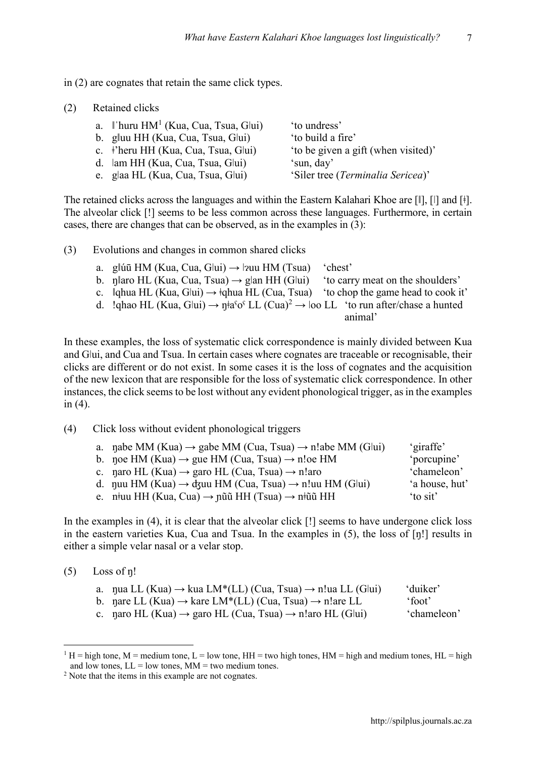in (2) are cognates that retain the same click types.

(2) Retained clicks

a. ǁ'huru HM[1] (Kua, Cua, Tsua, G|ui) 'to undress'
b. gǁuu HH (Kua, Cua, Tsua, G|ui) 'to build a fire'
c. ǂ'heru HH (Kua, Cua, Tsua, G|ui) 'to be given a gift (when visited)'
d. |am HH (Kua, Cua, Tsua, G|ui) 'sun, day'
e. g|aa HL (Kua, Cua, Tsua, G|ui) 'Siler tree (*Terminalia Sericea*)'

The retained clicks across the languages and within the Eastern Kalahari Khoe are [ǁ], [|] and [ǂ]. The alveolar click [!] seems to be less common across these languages. Furthermore, in certain cases, there are changes that can be observed, as in the examples in (3):

(3) Evolutions and changes in common shared clicks

a. gǁúū HM (Kua, Cua, G|ui) → |ʔuu HM (Tsua) 'chest'
b. ŋǁaro HL (Kua, Cua, Tsua) → g|an HH (G|ui) 'to carry meat on the shoulders'
c. ǁqhua HL (Kua, G|ui) → ǂqhua HL (Cua, Tsua) 'to chop the game head to cook it'
d. !qhao HL (Kua, G|ui) → ŋǂaˤoˤ LL (Cua)[2] → |oo LL 'to run after/chase a hunted animal'

In these examples, the loss of systematic click correspondence is mainly divided between Kua and G|ui, and Cua and Tsua. In certain cases where cognates are traceable or recognisable, their clicks are different or do not exist. In some cases it is the loss of cognates and the acquisition of the new lexicon that are responsible for the loss of systematic click correspondence. In other instances, the click seems to be lost without any evident phonological trigger, as in the examples in (4).

(4) Click loss without evident phonological triggers

a. ŋabe MM (Kua) → gabe MM (Cua, Tsua) → n!abe MM (G|ui) 'giraffe'
b. ŋoe HM (Kua) → gue HM (Cua, Tsua) → n!oe HM 'porcupine'
c. ŋaro HL (Kua) → garo HL (Cua, Tsua) → n!aro 'chameleon'
d. ŋuu HM (Kua) → ʤuu HM (Cua, Tsua) → n!uu HM (G|ui) 'a house, hut'
e. nǂuu HH (Kua, Cua) → ɲũũ HH (Tsua) → nǂũũ HH 'to sit'

In the examples in (4), it is clear that the alveolar click [!] seems to have undergone click loss in the eastern varieties Kua, Cua and Tsua. In the examples in (5), the loss of [ŋ!] results in either a simple velar nasal or a velar stop.

(5) Loss of ŋ!

a. ŋua LL (Kua) → kua LM*(LL) (Cua, Tsua) → n!ua LL (G|ui) 'duiker'
b. ŋare LL (Kua) → kare LM*(LL) (Cua, Tsua) → n!are LL 'foot'
c. ŋaro HL (Kua) → garo HL (Cua, Tsua) → n!aro HL (G|ui) 'chameleon'

---

[1] H = high tone, M = medium tone, L = low tone, HH = two high tones, HM = high and medium tones, HL = high and low tones, LL = low tones, MM = two medium tones.

[2] Note that the items in this example are not cognates.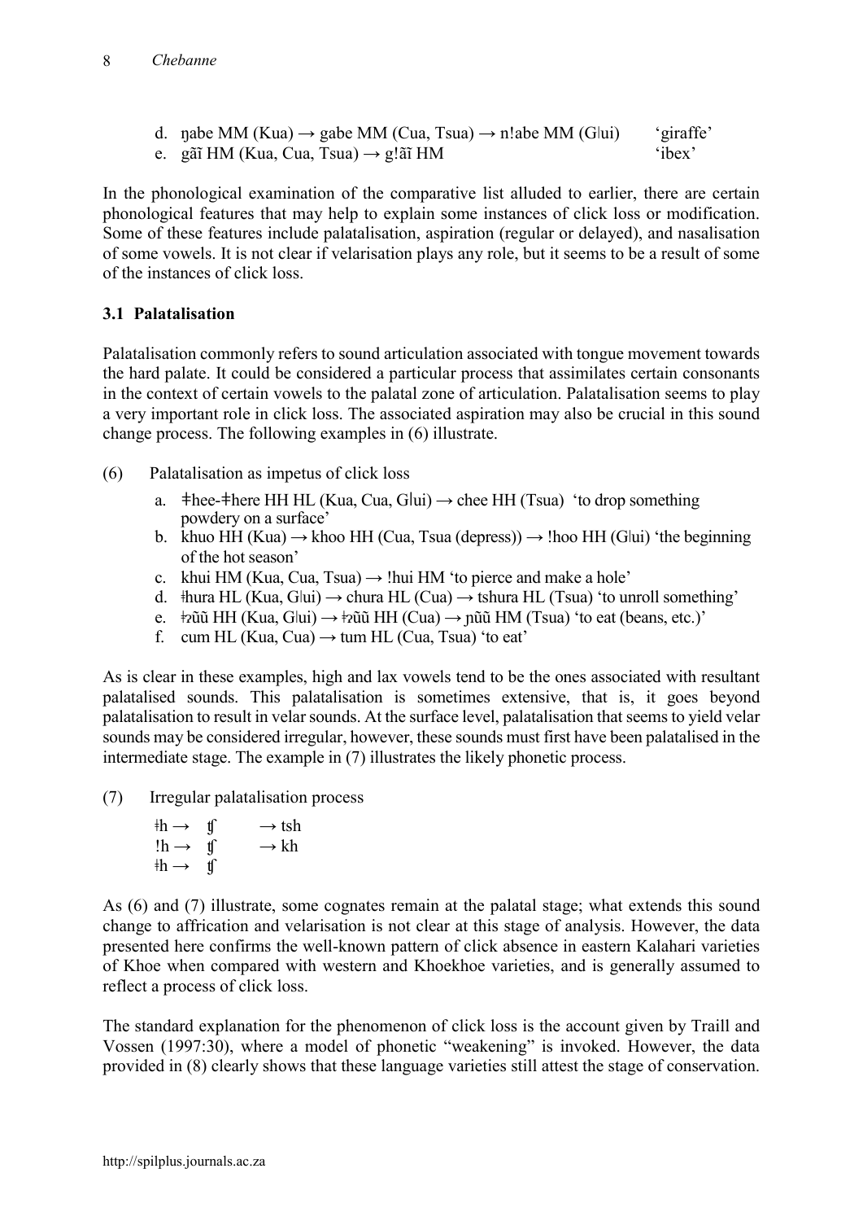d. ŋabe MM (Kua) → gabe MM (Cua, Tsua) → n!abe MM (G|ui) 'giraffe'
e. gãĩ HM (Kua, Cua, Tsua) → g!ãĩ HM 'ibex'

In the phonological examination of the comparative list alluded to earlier, there are certain phonological features that may help to explain some instances of click loss or modification. Some of these features include palatalisation, aspiration (regular or delayed), and nasalisation of some vowels. It is not clear if velarisation plays any role, but it seems to be a result of some of the instances of click loss.

### 3.1 Palatalisation

Palatalisation commonly refers to sound articulation associated with tongue movement towards the hard palate. It could be considered a particular process that assimilates certain consonants in the context of certain vowels to the palatal zone of articulation. Palatalisation seems to play a very important role in click loss. The associated aspiration may also be crucial in this sound change process. The following examples in (6) illustrate.

(6) Palatalisation as impetus of click loss

a. ǂhee-ǂhere HH HL (Kua, Cua, G|ui) → chee HH (Tsua) 'to drop something powdery on a surface'
b. khuo HH (Kua) → khoo HH (Cua, Tsua (depress)) → !hoo HH (G|ui) 'the beginning of the hot season'
c. khui HM (Kua, Cua, Tsua) → !hui HM 'to pierce and make a hole'
d. ǂhura HL (Kua, G|ui) → chura HL (Cua) → tshura HL (Tsua) 'to unroll something'
e. ǂʔũũ HH (Kua, G|ui) → ǂʔũũ HH (Cua) → ɲũũ HM (Tsua) 'to eat (beans, etc.)'
f. cum HL (Kua, Cua) → tum HL (Cua, Tsua) 'to eat'

As is clear in these examples, high and lax vowels tend to be the ones associated with resultant palatalised sounds. This palatalisation is sometimes extensive, that is, it goes beyond palatalisation to result in velar sounds. At the surface level, palatalisation that seems to yield velar sounds may be considered irregular, however, these sounds must first have been palatalised in the intermediate stage. The example in (7) illustrates the likely phonetic process.

(7) Irregular palatalisation process

ǂh → ʧ → tsh
!h → ʧ → kh
ǂh → ʧ

As (6) and (7) illustrate, some cognates remain at the palatal stage; what extends this sound change to affrication and velarisation is not clear at this stage of analysis. However, the data presented here confirms the well-known pattern of click absence in eastern Kalahari varieties of Khoe when compared with western and Khoekhoe varieties, and is generally assumed to reflect a process of click loss.

The standard explanation for the phenomenon of click loss is the account given by Traill and Vossen (1997:30), where a model of phonetic "weakening" is invoked. However, the data provided in (8) clearly shows that these language varieties still attest the stage of conservation.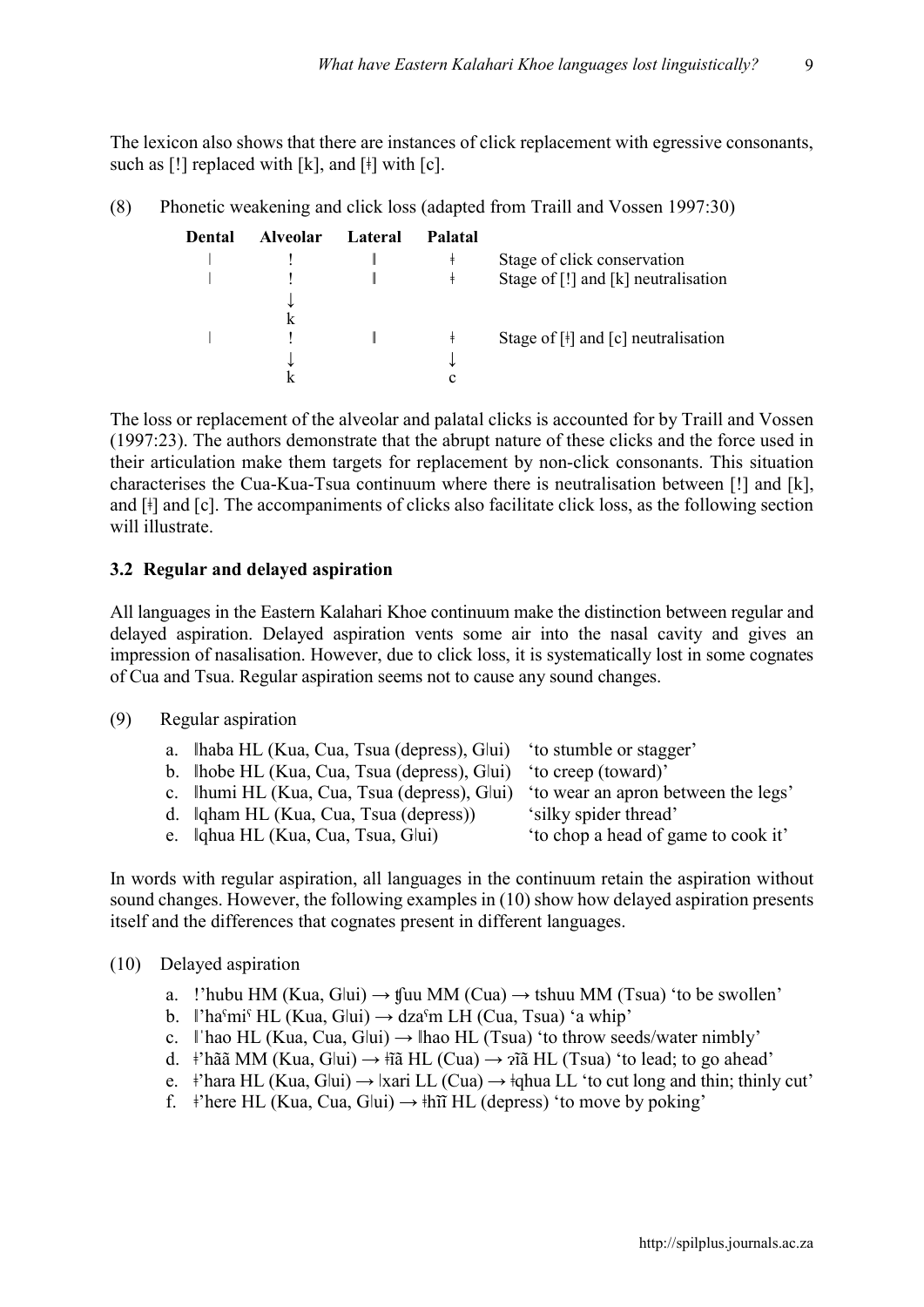The lexicon also shows that there are instances of click replacement with egressive consonants, such as [!] replaced with [k], and [ǂ] with [c].

(8) Phonetic weakening and click loss (adapted from Traill and Vossen 1997:30)

| Dental | Alveolar | Lateral | Palatal | |
|---|---|---|---|---|
| ǀ | ! | ǁ | ǂ | Stage of click conservation |
| ǀ | !<br>↓<br>k | ǁ | ǂ | Stage of [!] and [k] neutralisation |
| ǀ | !<br>↓<br>k | ǁ | ǂ<br>↓<br>c | Stage of [ǂ] and [c] neutralisation |

The loss or replacement of the alveolar and palatal clicks is accounted for by Traill and Vossen (1997:23). The authors demonstrate that the abrupt nature of these clicks and the force used in their articulation make them targets for replacement by non-click consonants. This situation characterises the Cua-Kua-Tsua continuum where there is neutralisation between [!] and [k], and [ǂ] and [c]. The accompaniments of clicks also facilitate click loss, as the following section will illustrate.

### 3.2 Regular and delayed aspiration

All languages in the Eastern Kalahari Khoe continuum make the distinction between regular and delayed aspiration. Delayed aspiration vents some air into the nasal cavity and gives an impression of nasalisation. However, due to click loss, it is systematically lost in some cognates of Cua and Tsua. Regular aspiration seems not to cause any sound changes.

(9) Regular aspiration

a. ǁhaba HL (Kua, Cua, Tsua (depress), Gǀui) 'to stumble or stagger'
b. ǁhobe HL (Kua, Cua, Tsua (depress), Gǀui) 'to creep (toward)'
c. ǁhumi HL (Kua, Cua, Tsua (depress), Gǀui) 'to wear an apron between the legs'
d. ǁqham HL (Kua, Cua, Tsua (depress)) 'silky spider thread'
e. ǁqhua HL (Kua, Cua, Tsua, Gǀui) 'to chop a head of game to cook it'

In words with regular aspiration, all languages in the continuum retain the aspiration without sound changes. However, the following examples in (10) show how delayed aspiration presents itself and the differences that cognates present in different languages.

(10) Delayed aspiration

a. !'hubu HM (Kua, Gǀui) → ʧuu MM (Cua) → tshuu MM (Tsua) 'to be swollen'
b. ǁ'haˤmiˤ HL (Kua, Gǀui) → dzaˤm LH (Cua, Tsua) 'a whip'
c. ǁ'hao HL (Kua, Cua, Gǀui) → ǁhao HL (Tsua) 'to throw seeds/water nimbly'
d. ǂ'hãã MM (Kua, Gǀui) → ǂĩã HL (Cua) → ʔĩã HL (Tsua) 'to lead; to go ahead'
e. ǂ'hara HL (Kua, Gǀui) → ǀxari LL (Cua) → ǂqhua LL 'to cut long and thin; thinly cut'
f. ǂ'here HL (Kua, Cua, Gǀui) → ǂhĩĩ HL (depress) 'to move by poking'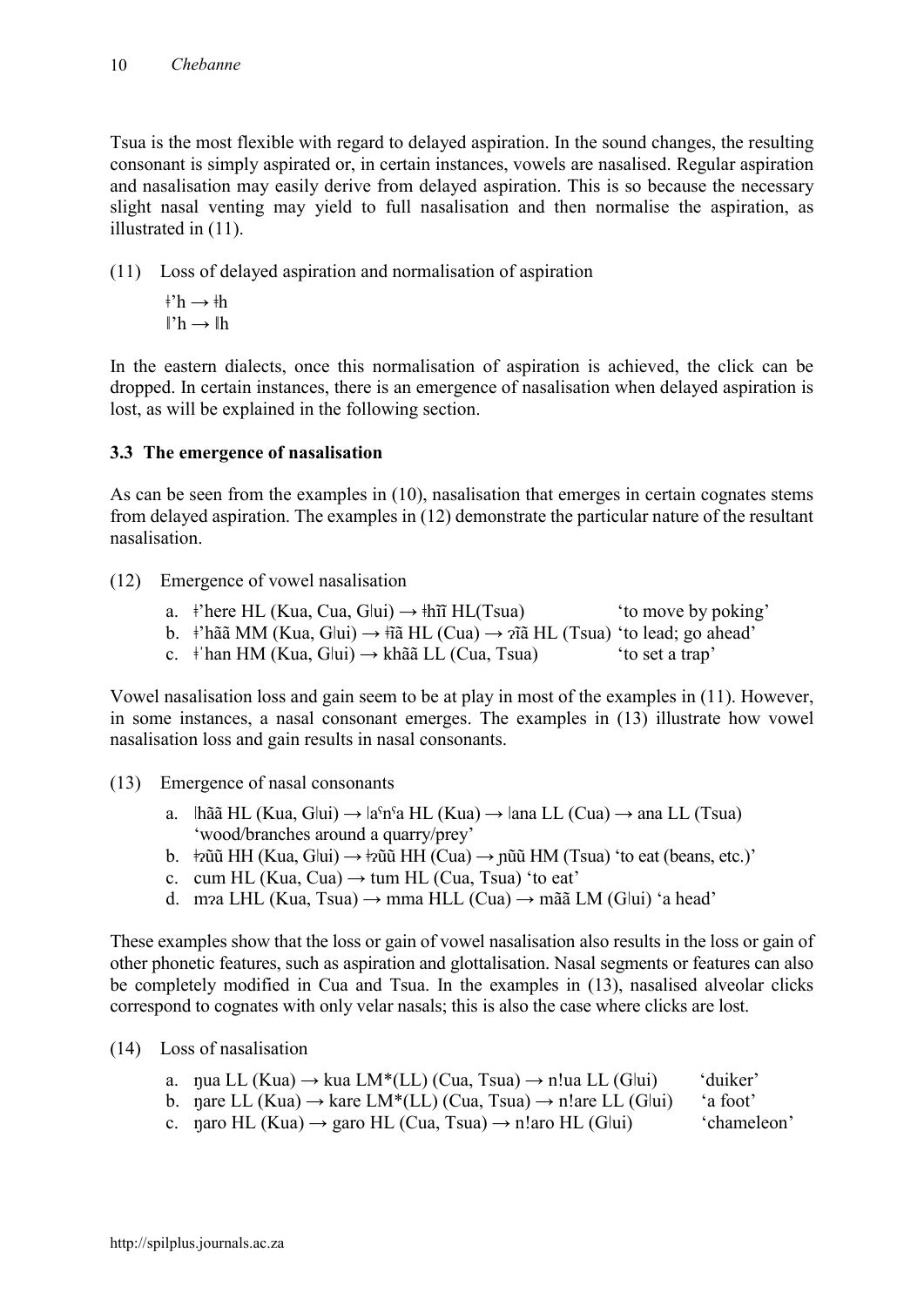Tsua is the most flexible with regard to delayed aspiration. In the sound changes, the resulting consonant is simply aspirated or, in certain instances, vowels are nasalised. Regular aspiration and nasalisation may easily derive from delayed aspiration. This is so because the necessary slight nasal venting may yield to full nasalisation and then normalise the aspiration, as illustrated in (11).

(11) Loss of delayed aspiration and normalisation of aspiration

ǂ'h → ǂh
ǁ'h → ǁh

In the eastern dialects, once this normalisation of aspiration is achieved, the click can be dropped. In certain instances, there is an emergence of nasalisation when delayed aspiration is lost, as will be explained in the following section.

### 3.3 The emergence of nasalisation

As can be seen from the examples in (10), nasalisation that emerges in certain cognates stems from delayed aspiration. The examples in (12) demonstrate the particular nature of the resultant nasalisation.

(12) Emergence of vowel nasalisation

a. ǂ'here HL (Kua, Cua, G|ui) → ǂhĩĩ HL(Tsua) 'to move by poking'
b. ǂ'hãã MM (Kua, G|ui) → ǂĩã HL (Cua) → ʔĩã HL (Tsua) 'to lead; go ahead'
c. ǂˈhan HM (Kua, G|ui) → khãã LL (Cua, Tsua) 'to set a trap'

Vowel nasalisation loss and gain seem to be at play in most of the examples in (11). However, in some instances, a nasal consonant emerges. The examples in (13) illustrate how vowel nasalisation loss and gain results in nasal consonants.

(13) Emergence of nasal consonants

a. |hãã HL (Kua, G|ui) → |aˤnˤa HL (Kua) → |ana LL (Cua) → ana LL (Tsua) 'wood/branches around a quarry/prey'
b. ǂʔũũ HH (Kua, G|ui) → ǂʔũũ HH (Cua) → ɲũũ HM (Tsua) 'to eat (beans, etc.)'
c. cum HL (Kua, Cua) → tum HL (Cua, Tsua) 'to eat'
d. mʔa LHL (Kua, Tsua) → mma HLL (Cua) → mãã LM (G|ui) 'a head'

These examples show that the loss or gain of vowel nasalisation also results in the loss or gain of other phonetic features, such as aspiration and glottalisation. Nasal segments or features can also be completely modified in Cua and Tsua. In the examples in (13), nasalised alveolar clicks correspond to cognates with only velar nasals; this is also the case where clicks are lost.

(14) Loss of nasalisation

a. ŋua LL (Kua) → kua LM*(LL) (Cua, Tsua) → n!ua LL (G|ui) 'duiker'
b. ŋare LL (Kua) → kare LM*(LL) (Cua, Tsua) → n!are LL (G|ui) 'a foot'
c. ŋaro HL (Kua) → garo HL (Cua, Tsua) → n!aro HL (G|ui) 'chameleon'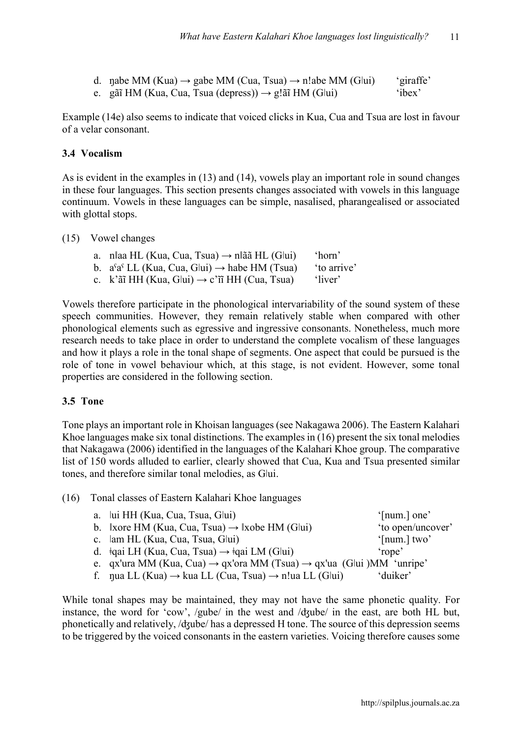d. ŋabe MM (Kua) → gabe MM (Cua, Tsua) → n!abe MM (G|ui) 'giraffe'
e. gãĩ HM (Kua, Cua, Tsua (depress)) → g!ãĩ HM (G|ui) 'ibex'

Example (14e) also seems to indicate that voiced clicks in Kua, Cua and Tsua are lost in favour of a velar consonant.

### 3.4 Vocalism

As is evident in the examples in (13) and (14), vowels play an important role in sound changes in these four languages. This section presents changes associated with vowels in this language continuum. Vowels in these languages can be simple, nasalised, pharangealised or associated with glottal stops.

(15) Vowel changes

a. n‖aa HL (Kua, Cua, Tsua) → n‖ãã HL (G|ui) 'horn'
b. aˤaˤ LL (Kua, Cua, G|ui) → habe HM (Tsua) 'to arrive'
c. k'ãĩ HH (Kua, G|ui) → c'ĩĩ HH (Cua, Tsua) 'liver'

Vowels therefore participate in the phonological intervariability of the sound system of these speech communities. However, they remain relatively stable when compared with other phonological elements such as egressive and ingressive consonants. Nonetheless, much more research needs to take place in order to understand the complete vocalism of these languages and how it plays a role in the tonal shape of segments. One aspect that could be pursued is the role of tone in vowel behaviour which, at this stage, is not evident. However, some tonal properties are considered in the following section.

### 3.5 Tone

Tone plays an important role in Khoisan languages (see Nakagawa 2006). The Eastern Kalahari Khoe languages make six tonal distinctions. The examples in (16) present the six tonal melodies that Nakagawa (2006) identified in the languages of the Kalahari Khoe group. The comparative list of 150 words alluded to earlier, clearly showed that Cua, Kua and Tsua presented similar tones, and therefore similar tonal melodies, as G|ui.

(16) Tonal classes of Eastern Kalahari Khoe languages

a. |ui HH (Kua, Cua, Tsua, G|ui) '[num.] one'
b. ‖xore HM (Kua, Cua, Tsua) → ‖xobe HM (G|ui) 'to open/uncover'
c. |am HL (Kua, Cua, Tsua, G|ui) '[num.] two'
d. ǂqai LH (Kua, Cua, Tsua) → ǂqai LM (G|ui) 'rope'
e. qx'ura MM (Kua, Cua) → qx'ora MM (Tsua) → qx'ua (G|ui )MM 'unripe'
f. ŋua LL (Kua) → kua LL (Cua, Tsua) → n!ua LL (G|ui) 'duiker'

While tonal shapes may be maintained, they may not have the same phonetic quality. For instance, the word for 'cow', /gube/ in the west and /ʤube/ in the east, are both HL but, phonetically and relatively, /ʤube/ has a depressed H tone. The source of this depression seems to be triggered by the voiced consonants in the eastern varieties. Voicing therefore causes some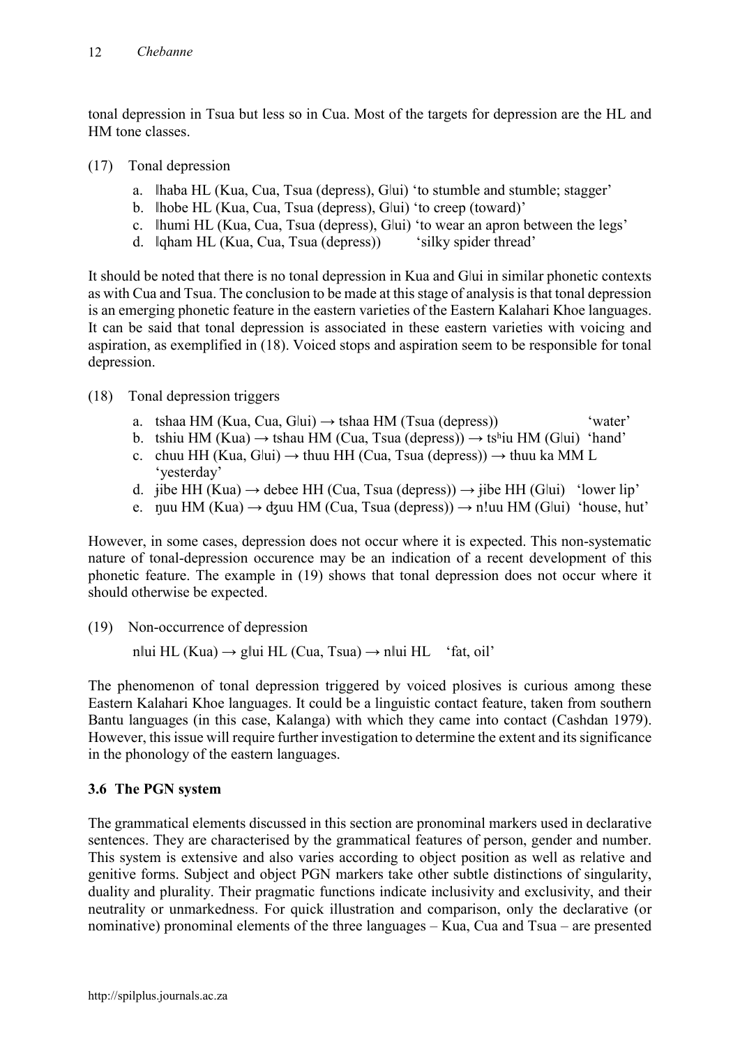tonal depression in Tsua but less so in Cua. Most of the targets for depression are the HL and HM tone classes.

(17) Tonal depression

a. ǁhaba HL (Kua, Cua, Tsua (depress), Gǀui) 'to stumble and stumble; stagger'
b. ǁhobe HL (Kua, Cua, Tsua (depress), Gǀui) 'to creep (toward)'
c. ǁhumi HL (Kua, Cua, Tsua (depress), Gǀui) 'to wear an apron between the legs'
d. ǁqham HL (Kua, Cua, Tsua (depress)) 'silky spider thread'

It should be noted that there is no tonal depression in Kua and Gǀui in similar phonetic contexts as with Cua and Tsua. The conclusion to be made at this stage of analysis is that tonal depression is an emerging phonetic feature in the eastern varieties of the Eastern Kalahari Khoe languages. It can be said that tonal depression is associated in these eastern varieties with voicing and aspiration, as exemplified in (18). Voiced stops and aspiration seem to be responsible for tonal depression.

(18) Tonal depression triggers

a. tshaa HM (Kua, Cua, Gǀui) → tshaa HM (Tsua (depress)) 'water'
b. tshiu HM (Kua) → tshau HM (Cua, Tsua (depress)) → tsʰiu HM (Gǀui) 'hand'
c. chuu HH (Kua, Gǀui) → thuu HH (Cua, Tsua (depress)) → thuu ka MM L 'yesterday'
d. ɟibe HH (Kua) → debee HH (Cua, Tsua (depress)) → ɟibe HH (Gǀui) 'lower lip'
e. ɲuu HM (Kua) → ʤuu HM (Cua, Tsua (depress)) → n!uu HM (Gǀui) 'house, hut'

However, in some cases, depression does not occur where it is expected. This non-systematic nature of tonal-depression occurence may be an indication of a recent development of this phonetic feature. The example in (19) shows that tonal depression does not occur where it should otherwise be expected.

(19) Non-occurrence of depression

nǁui HL (Kua) → gǁui HL (Cua, Tsua) → nǁui HL 'fat, oil'

The phenomenon of tonal depression triggered by voiced plosives is curious among these Eastern Kalahari Khoe languages. It could be a linguistic contact feature, taken from southern Bantu languages (in this case, Kalanga) with which they came into contact (Cashdan 1979). However, this issue will require further investigation to determine the extent and its significance in the phonology of the eastern languages.

### 3.6 The PGN system

The grammatical elements discussed in this section are pronominal markers used in declarative sentences. They are characterised by the grammatical features of person, gender and number. This system is extensive and also varies according to object position as well as relative and genitive forms. Subject and object PGN markers take other subtle distinctions of singularity, duality and plurality. Their pragmatic functions indicate inclusivity and exclusivity, and their neutrality or unmarkedness. For quick illustration and comparison, only the declarative (or nominative) pronominal elements of the three languages – Kua, Cua and Tsua – are presented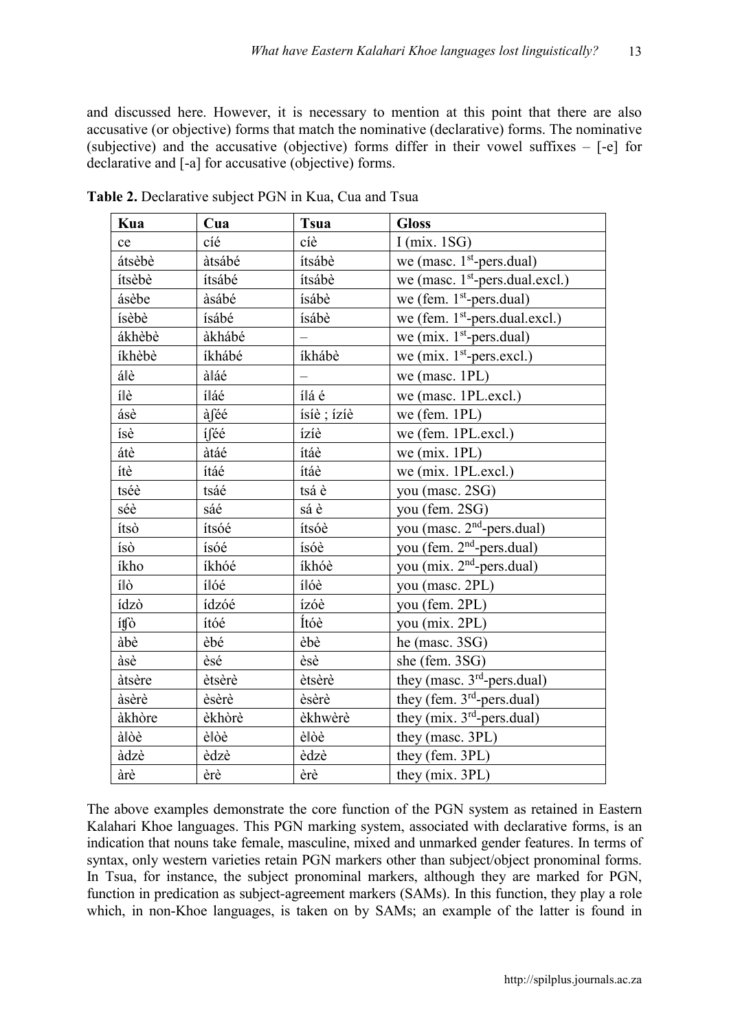and discussed here. However, it is necessary to mention at this point that there are also accusative (or objective) forms that match the nominative (declarative) forms. The nominative (subjective) and the accusative (objective) forms differ in their vowel suffixes – [-e] for declarative and [-a] for accusative (objective) forms.

**Table 2.** Declarative subject PGN in Kua, Cua and Tsua

| Kua | Cua | Tsua | Gloss |
|---|---|---|---|
| ce | cíé | cíè | I (mix. 1SG) |
| átsèbè | àtsábé | ítsábè | we (masc. 1st-pers.dual) |
| ítsèbè | ítsábé | ítsábè | we (masc. 1st-pers.dual.excl.) |
| ásèbe | àsábé | ísábè | we (fem. 1st-pers.dual) |
| ísèbè | ísábé | ísábè | we (fem. 1st-pers.dual.excl.) |
| ákhèbè | àkhábé | – | we (mix. 1st-pers.dual) |
| íkhèbè | íkhábé | íkhábè | we (mix. 1st-pers.excl.) |
| á‖è | à‖áé | – | we (masc. 1PL) |
| í‖è | í‖áé | í‖á é | we (masc. 1PL.excl.) |
| ásè | àʃéé | ísíè ; ízíè | we (fem. 1PL) |
| ísè | íʃéé | ízíè | we (fem. 1PL.excl.) |
| átè | àtáé | ítáè | we (mix. 1PL) |
| ítè | ítáé | ítáè | we (mix. 1PL.excl.) |
| tséè | tsáé | tsá è | you (masc. 2SG) |
| séè | sáé | sá è | you (fem. 2SG) |
| ítsò | ítsóé | ítsóè | you (masc. 2nd-pers.dual) |
| ísò | ísóé | ísóè | you (fem. 2nd-pers.dual) |
| íkho | íkhóé | íkhóè | you (mix. 2nd-pers.dual) |
| í‖ò | í‖óé | í‖óè | you (masc. 2PL) |
| ídzò | ídzóé | ízóè | you (fem. 2PL) |
| íʧò | ítóé | Ítóè | you (mix. 2PL) |
| àbè | èbé | èbè | he (masc. 3SG) |
| àsè | èsé | èsè | she (fem. 3SG) |
| àtsère | ètsèrè | ètsèrè | they (masc. 3rd-pers.dual) |
| àsèrè | èsèrè | èsèrè | they (fem. 3rd-pers.dual) |
| àkhòre | èkhòrè | èkhwèrè | they (mix. 3rd-pers.dual) |
| à‖òè | è‖òè | è‖òè | they (masc. 3PL) |
| àdzè | èdzè | èdzè | they (fem. 3PL) |
| àrè | èrè | èrè | they (mix. 3PL) |

The above examples demonstrate the core function of the PGN system as retained in Eastern Kalahari Khoe languages. This PGN marking system, associated with declarative forms, is an indication that nouns take female, masculine, mixed and unmarked gender features. In terms of syntax, only western varieties retain PGN markers other than subject/object pronominal forms. In Tsua, for instance, the subject pronominal markers, although they are marked for PGN, function in predication as subject-agreement markers (SAMs). In this function, they play a role which, in non-Khoe languages, is taken on by SAMs; an example of the latter is found in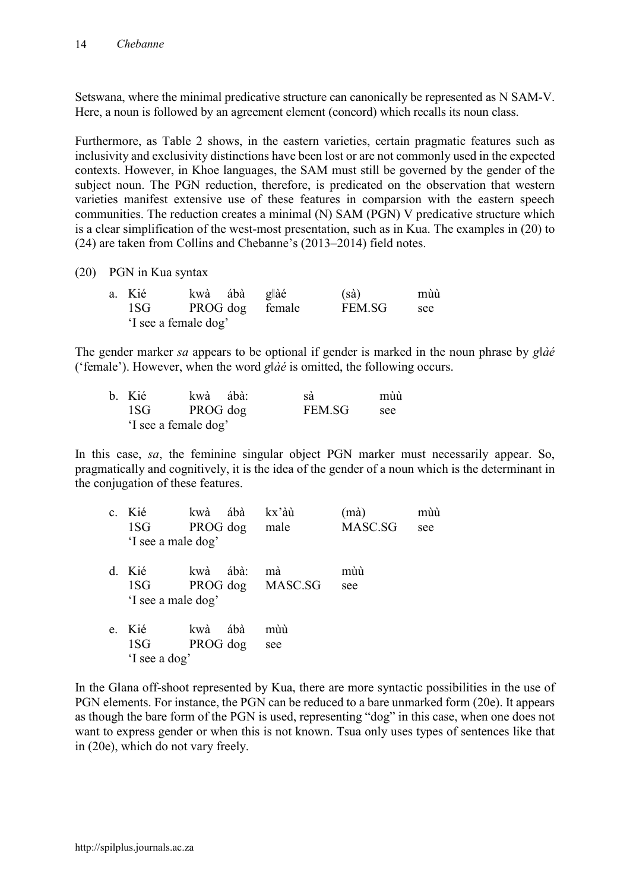Setswana, where the minimal predicative structure can canonically be represented as N SAM-V. Here, a noun is followed by an agreement element (concord) which recalls its noun class.

Furthermore, as Table 2 shows, in the eastern varieties, certain pragmatic features such as inclusivity and exclusivity distinctions have been lost or are not commonly used in the expected contexts. However, in Khoe languages, the SAM must still be governed by the gender of the subject noun. The PGN reduction, therefore, is predicated on the observation that western varieties manifest extensive use of these features in comparsion with the eastern speech communities. The reduction creates a minimal (N) SAM (PGN) V predicative structure which is a clear simplification of the west-most presentation, such as in Kua. The examples in (20) to (24) are taken from Collins and Chebanne's (2013–2014) field notes.

(20) PGN in Kua syntax

a. Kié kwà ábà g‖àé (sà) mùù
   1SG PROG dog female FEM.SG see
   'I see a female dog'

The gender marker *sa* appears to be optional if gender is marked in the noun phrase by *g‖àé* ('female'). However, when the word *g‖àé* is omitted, the following occurs.

b. Kié kwà ábà: sà mùù
   1SG PROG dog FEM.SG see
   'I see a female dog'

In this case, *sa*, the feminine singular object PGN marker must necessarily appear. So, pragmatically and cognitively, it is the idea of the gender of a noun which is the determinant in the conjugation of these features.

c. Kié kwà ábà kx'àù (mà) mùù
   1SG PROG dog male MASC.SG see
   'I see a male dog'

d. Kié kwà ábà: mà mùù
   1SG PROG dog MASC.SG see
   'I see a male dog'

e. Kié kwà ábà mùù
   1SG PROG dog see
   'I see a dog'

In the G‖ana off-shoot represented by Kua, there are more syntactic possibilities in the use of PGN elements. For instance, the PGN can be reduced to a bare unmarked form (20e). It appears as though the bare form of the PGN is used, representing "dog" in this case, when one does not want to express gender or when this is not known. Tsua only uses types of sentences like that in (20e), which do not vary freely.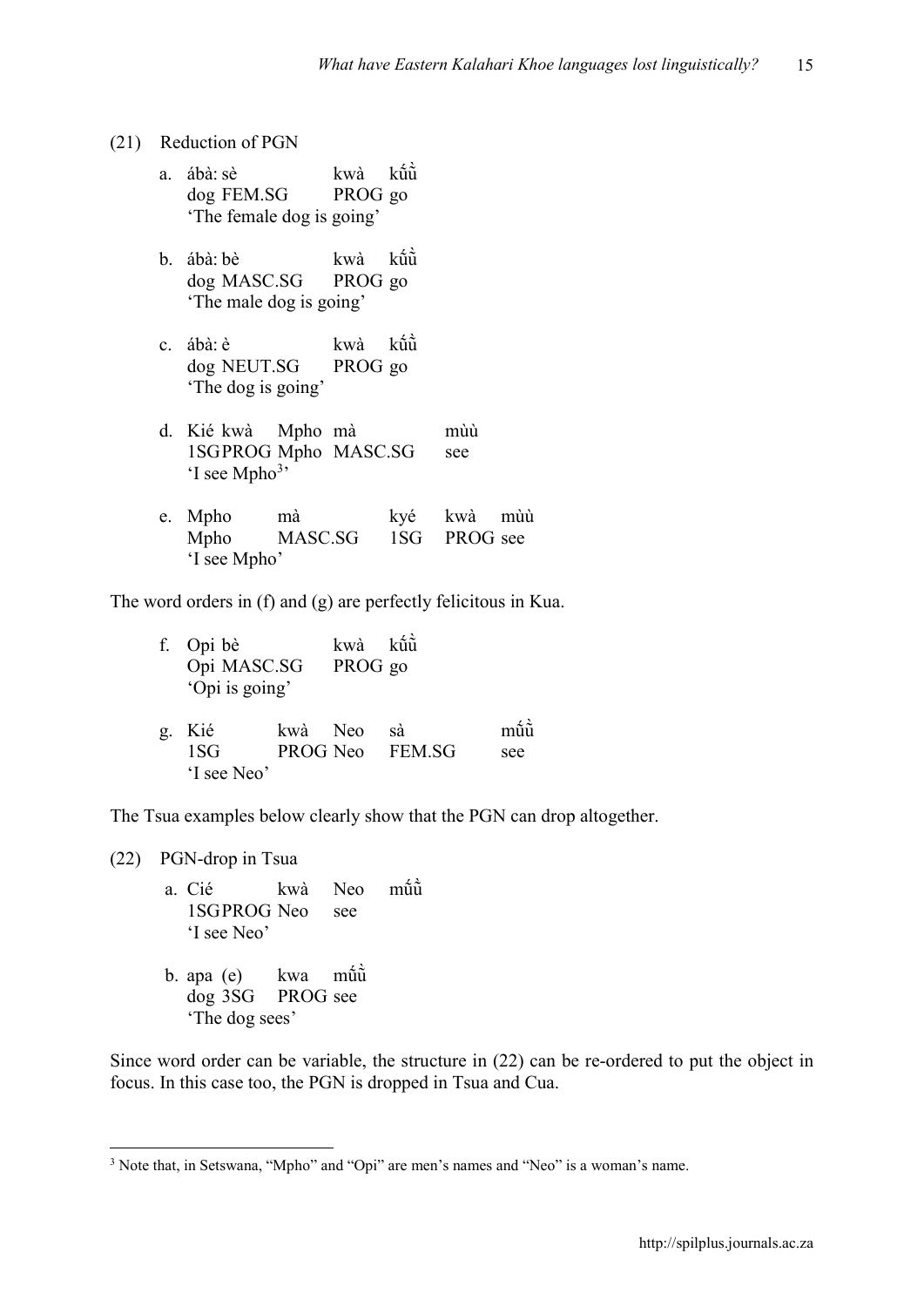(21) Reduction of PGN

a. ábà: sè kwà kʉ̋ʉ̏
   dog FEM.SG PROG go
   'The female dog is going'

b. ábà: bè kwà kʉ̋ʉ̏
   dog MASC.SG PROG go
   'The male dog is going'

c. ábà: è kwà kʉ̋ʉ̏
   dog NEUT.SG PROG go
   'The dog is going'

d. Kié kwà Mpho mà mùù
   1SG PROG Mpho MASC.SG see
   'I see Mpho[3]'

e. Mpho mà kyé kwà mùù
   Mpho MASC.SG 1SG PROG see
   'I see Mpho'

The word orders in (f) and (g) are perfectly felicitous in Kua.

f. Opi bè kwà kʉ̋ʉ̏
   Opi MASC.SG PROG go
   'Opi is going'

g. Kié kwà Neo sà mʉ̋ʉ̏
   1SG PROG Neo FEM.SG see
   'I see Neo'

The Tsua examples below clearly show that the PGN can drop altogether.

(22) PGN-drop in Tsua

a. Cié kwà Neo mʉ̋ʉ̏
   1SG PROG Neo see
   'I see Neo'

b. apa (e) kwa mʉ̋ʉ̏
   dog 3SG PROG see
   'The dog sees'

Since word order can be variable, the structure in (22) can be re-ordered to put the object in focus. In this case too, the PGN is dropped in Tsua and Cua.

[3] Note that, in Setswana, "Mpho" and "Opi" are men's names and "Neo" is a woman's name.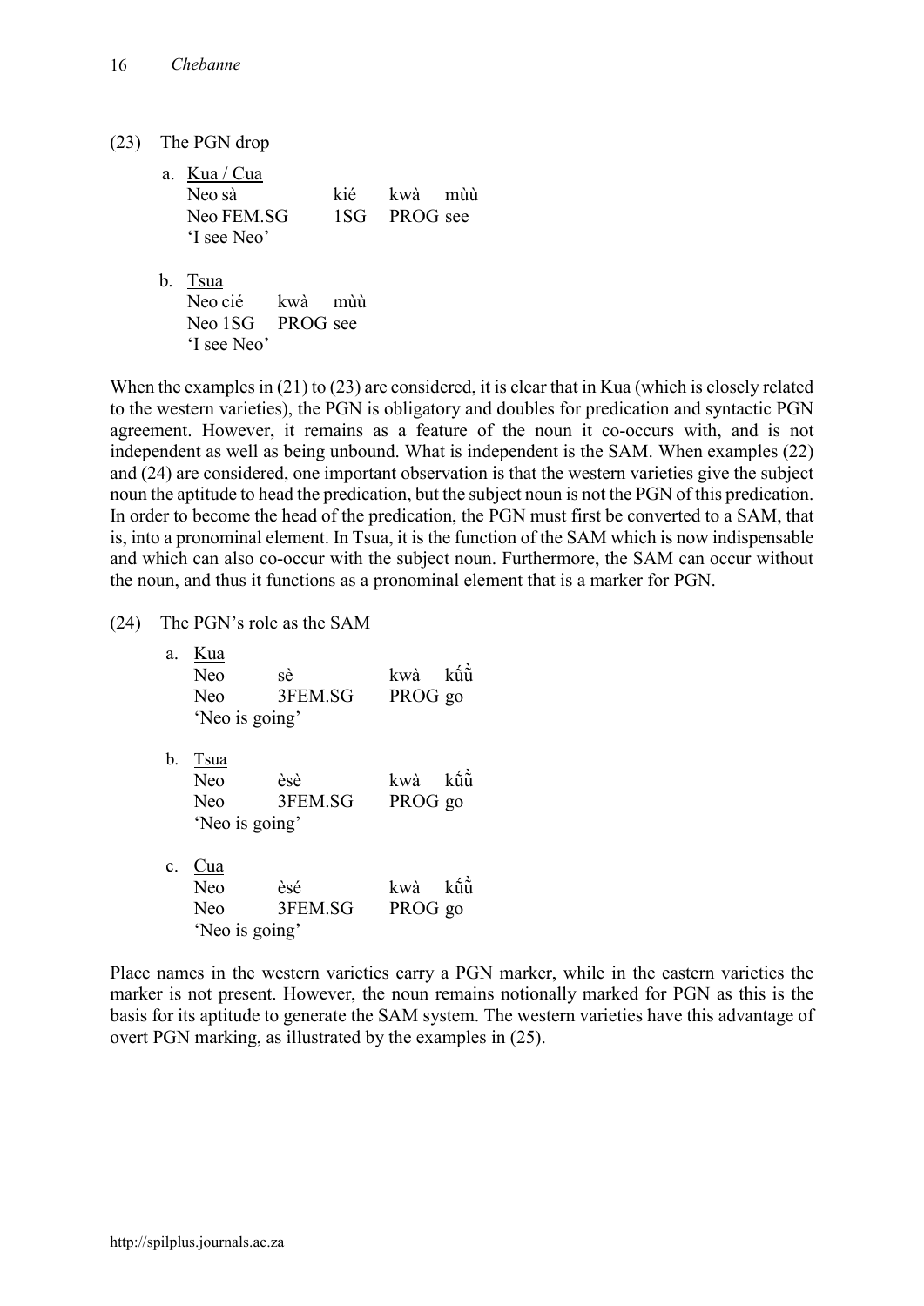(23) The PGN drop

a. Kua / Cua

| Neo sà | kié | kwà | mùù |
|---|---|---|---|
| Neo FEM.SG | 1SG | PROG | see |

'I see Neo'

b. Tsua

| Neo cié | kwà | mùù |
|---|---|---|
| Neo 1SG | PROG | see |

'I see Neo'

When the examples in (21) to (23) are considered, it is clear that in Kua (which is closely related to the western varieties), the PGN is obligatory and doubles for predication and syntactic PGN agreement. However, it remains as a feature of the noun it co-occurs with, and is not independent as well as being unbound. What is independent is the SAM. When examples (22) and (24) are considered, one important observation is that the western varieties give the subject noun the aptitude to head the predication, but the subject noun is not the PGN of this predication. In order to become the head of the predication, the PGN must first be converted to a SAM, that is, into a pronominal element. In Tsua, it is the function of the SAM which is now indispensable and which can also co-occur with the subject noun. Furthermore, the SAM can occur without the noun, and thus it functions as a pronominal element that is a marker for PGN.

(24) The PGN's role as the SAM

a. Kua

| Neo | sè | kwà | kű̋ȕ |
|---|---|---|---|
| Neo | 3FEM.SG | PROG | go |

'Neo is going'

b. Tsua

| Neo | èsè | kwà | kű̋ȕ |
|---|---|---|---|
| Neo | 3FEM.SG | PROG | go |

'Neo is going'

c. Cua

| Neo | èsé | kwà | kű̋ȕ |
|---|---|---|---|
| Neo | 3FEM.SG | PROG | go |

'Neo is going'

Place names in the western varieties carry a PGN marker, while in the eastern varieties the marker is not present. However, the noun remains notionally marked for PGN as this is the basis for its aptitude to generate the SAM system. The western varieties have this advantage of overt PGN marking, as illustrated by the examples in (25).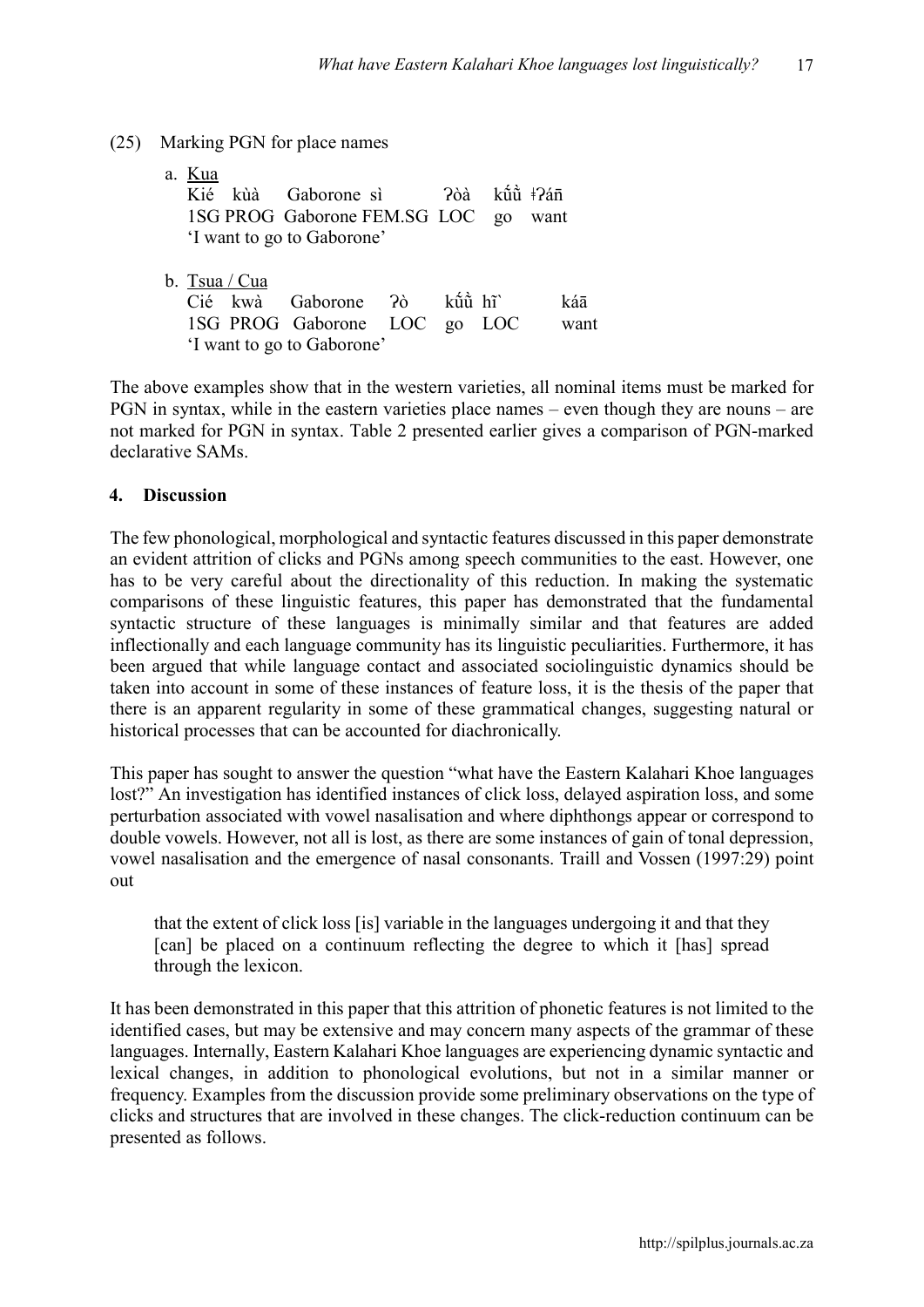(25) Marking PGN for place names

a. Kua

| Kié | kùà | Gaborone | sì | ʔòà | kű̀ű̀ | ǂʔáñ |
|---|---|---|---|---|---|---|
| 1SG | PROG | Gaborone | FEM.SG | LOC | go | want |

'I want to go to Gaborone'

b. Tsua / Cua

| Cié | kwà | Gaborone | ʔò | kű̀ű̀ | hĩ` | káā |
|---|---|---|---|---|---|---|
| 1SG | PROG | Gaborone | LOC | go | LOC | want |

'I want to go to Gaborone'

The above examples show that in the western varieties, all nominal items must be marked for PGN in syntax, while in the eastern varieties place names – even though they are nouns – are not marked for PGN in syntax. Table 2 presented earlier gives a comparison of PGN-marked declarative SAMs.

## 4. Discussion

The few phonological, morphological and syntactic features discussed in this paper demonstrate an evident attrition of clicks and PGNs among speech communities to the east. However, one has to be very careful about the directionality of this reduction. In making the systematic comparisons of these linguistic features, this paper has demonstrated that the fundamental syntactic structure of these languages is minimally similar and that features are added inflectionally and each language community has its linguistic peculiarities. Furthermore, it has been argued that while language contact and associated sociolinguistic dynamics should be taken into account in some of these instances of feature loss, it is the thesis of the paper that there is an apparent regularity in some of these grammatical changes, suggesting natural or historical processes that can be accounted for diachronically.

This paper has sought to answer the question "what have the Eastern Kalahari Khoe languages lost?" An investigation has identified instances of click loss, delayed aspiration loss, and some perturbation associated with vowel nasalisation and where diphthongs appear or correspond to double vowels. However, not all is lost, as there are some instances of gain of tonal depression, vowel nasalisation and the emergence of nasal consonants. Traill and Vossen (1997:29) point out

> that the extent of click loss [is] variable in the languages undergoing it and that they [can] be placed on a continuum reflecting the degree to which it [has] spread through the lexicon.

It has been demonstrated in this paper that this attrition of phonetic features is not limited to the identified cases, but may be extensive and may concern many aspects of the grammar of these languages. Internally, Eastern Kalahari Khoe languages are experiencing dynamic syntactic and lexical changes, in addition to phonological evolutions, but not in a similar manner or frequency. Examples from the discussion provide some preliminary observations on the type of clicks and structures that are involved in these changes. The click-reduction continuum can be presented as follows.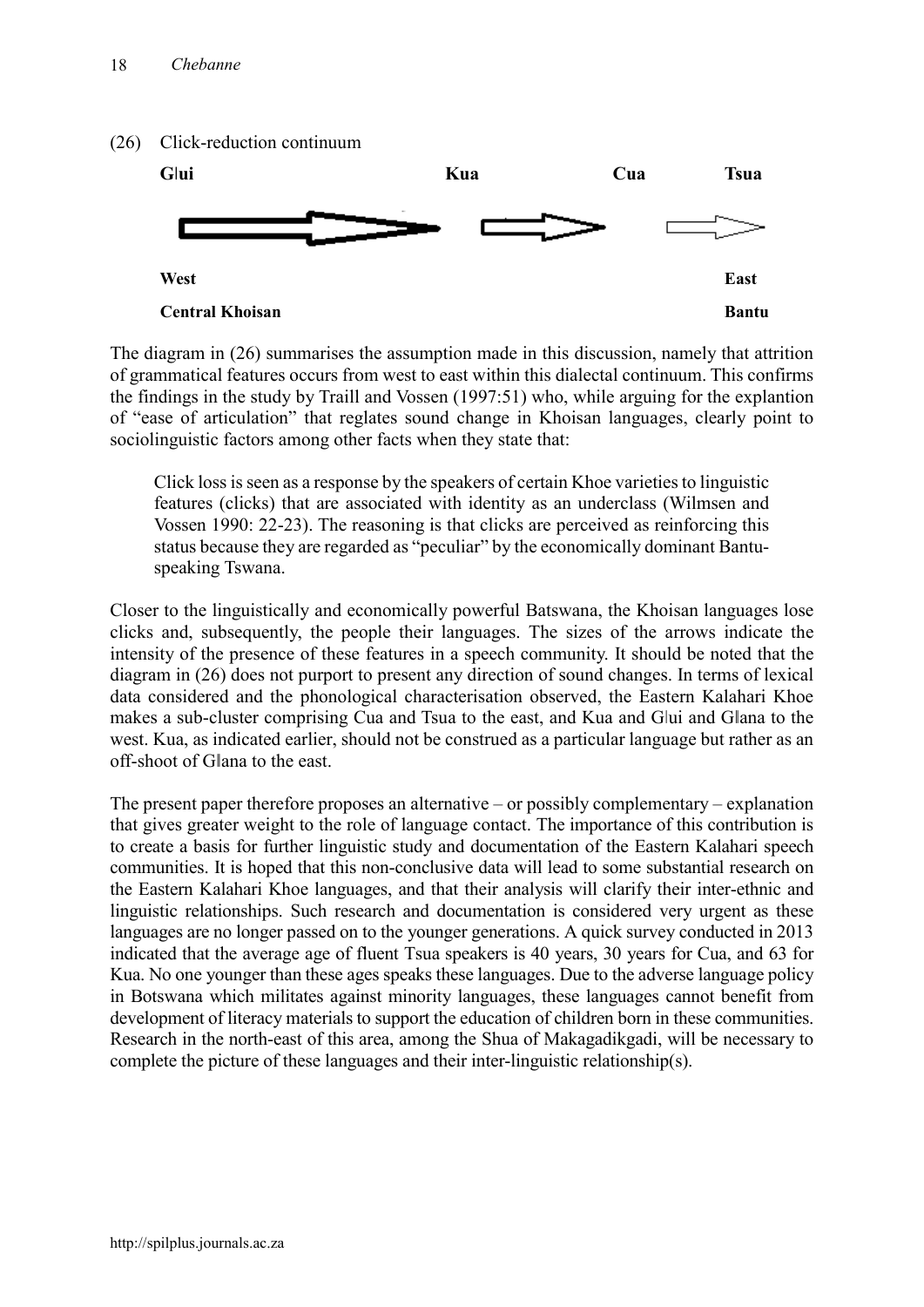(26) Click-reduction continuum

**G|ui** **Kua** **Cua** **Tsua**

**West** **East**

**Central Khoisan** **Bantu**

The diagram in (26) summarises the assumption made in this discussion, namely that attrition of grammatical features occurs from west to east within this dialectal continuum. This confirms the findings in the study by Traill and Vossen (1997:51) who, while arguing for the explantion of "ease of articulation" that reglates sound change in Khoisan languages, clearly point to sociolinguistic factors among other facts when they state that:

> Click loss is seen as a response by the speakers of certain Khoe varieties to linguistic features (clicks) that are associated with identity as an underclass (Wilmsen and Vossen 1990: 22-23). The reasoning is that clicks are perceived as reinforcing this status because they are regarded as "peculiar" by the economically dominant Bantu-speaking Tswana.

Closer to the linguistically and economically powerful Batswana, the Khoisan languages lose clicks and, subsequently, the people their languages. The sizes of the arrows indicate the intensity of the presence of these features in a speech community. It should be noted that the diagram in (26) does not purport to present any direction of sound changes. In terms of lexical data considered and the phonological characterisation observed, the Eastern Kalahari Khoe makes a sub-cluster comprising Cua and Tsua to the east, and Kua and G|ui and G‖ana to the west. Kua, as indicated earlier, should not be construed as a particular language but rather as an off-shoot of G‖ana to the east.

The present paper therefore proposes an alternative – or possibly complementary – explanation that gives greater weight to the role of language contact. The importance of this contribution is to create a basis for further linguistic study and documentation of the Eastern Kalahari speech communities. It is hoped that this non-conclusive data will lead to some substantial research on the Eastern Kalahari Khoe languages, and that their analysis will clarify their inter-ethnic and linguistic relationships. Such research and documentation is considered very urgent as these languages are no longer passed on to the younger generations. A quick survey conducted in 2013 indicated that the average age of fluent Tsua speakers is 40 years, 30 years for Cua, and 63 for Kua. No one younger than these ages speaks these languages. Due to the adverse language policy in Botswana which militates against minority languages, these languages cannot benefit from development of literacy materials to support the education of children born in these communities. Research in the north-east of this area, among the Shua of Makagadikgadi, will be necessary to complete the picture of these languages and their inter-linguistic relationship(s).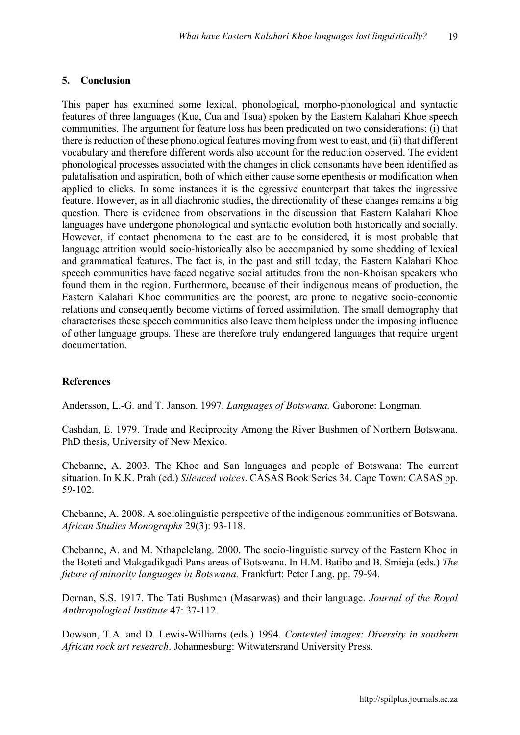## 5. Conclusion

This paper has examined some lexical, phonological, morpho-phonological and syntactic features of three languages (Kua, Cua and Tsua) spoken by the Eastern Kalahari Khoe speech communities. The argument for feature loss has been predicated on two considerations: (i) that there is reduction of these phonological features moving from west to east, and (ii) that different vocabulary and therefore different words also account for the reduction observed. The evident phonological processes associated with the changes in click consonants have been identified as palatalisation and aspiration, both of which either cause some epenthesis or modification when applied to clicks. In some instances it is the egressive counterpart that takes the ingressive feature. However, as in all diachronic studies, the directionality of these changes remains a big question. There is evidence from observations in the discussion that Eastern Kalahari Khoe languages have undergone phonological and syntactic evolution both historically and socially. However, if contact phenomena to the east are to be considered, it is most probable that language attrition would socio-historically also be accompanied by some shedding of lexical and grammatical features. The fact is, in the past and still today, the Eastern Kalahari Khoe speech communities have faced negative social attitudes from the non-Khoisan speakers who found them in the region. Furthermore, because of their indigenous means of production, the Eastern Kalahari Khoe communities are the poorest, are prone to negative socio-economic relations and consequently become victims of forced assimilation. The small demography that characterises these speech communities also leave them helpless under the imposing influence of other language groups. These are therefore truly endangered languages that require urgent documentation.

## References

Andersson, L.-G. and T. Janson. 1997. *Languages of Botswana.* Gaborone: Longman.

Cashdan, E. 1979. Trade and Reciprocity Among the River Bushmen of Northern Botswana. PhD thesis, University of New Mexico.

Chebanne, A. 2003. The Khoe and San languages and people of Botswana: The current situation. In K.K. Prah (ed.) *Silenced voices*. CASAS Book Series 34. Cape Town: CASAS pp. 59-102.

Chebanne, A. 2008. A sociolinguistic perspective of the indigenous communities of Botswana. *African Studies Monographs* 29(3): 93-118.

Chebanne, A. and M. Nthapelelang. 2000. The socio-linguistic survey of the Eastern Khoe in the Boteti and Makgadikgadi Pans areas of Botswana. In H.M. Batibo and B. Smieja (eds.) *The future of minority languages in Botswana.* Frankfurt: Peter Lang. pp. 79-94.

Dornan, S.S. 1917. The Tati Bushmen (Masarwas) and their language. *Journal of the Royal Anthropological Institute* 47: 37-112.

Dowson, T.A. and D. Lewis-Williams (eds.) 1994. *Contested images: Diversity in southern African rock art research*. Johannesburg: Witwatersrand University Press.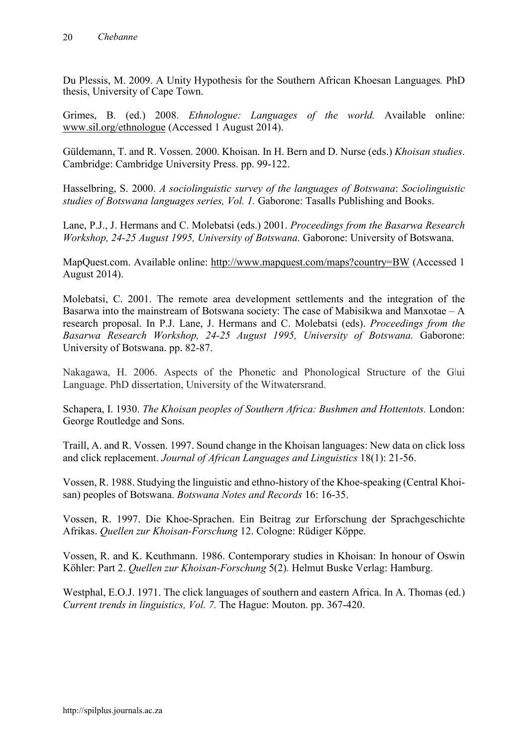Du Plessis, M. 2009. A Unity Hypothesis for the Southern African Khoesan Languages*.* PhD thesis, University of Cape Town.

Grimes, B. (ed.) 2008. *Ethnologue: Languages of the world.* Available online: www.sil.org/ethnologue (Accessed 1 August 2014).

Güldemann, T. and R. Vossen. 2000. Khoisan. In H. Bern and D. Nurse (eds.) *Khoisan studies*. Cambridge: Cambridge University Press. pp. 99-122.

Hasselbring, S. 2000. *A sociolinguistic survey of the languages of Botswana*: *Sociolinguistic studies of Botswana languages series, Vol. 1.* Gaborone: Tasalls Publishing and Books.

Lane, P.J., J. Hermans and C. Molebatsi (eds.) 2001. *Proceedings from the Basarwa Research Workshop, 24-25 August 1995, University of Botswana.* Gaborone: University of Botswana.

MapQuest.com. Available online: http://www.mapquest.com/maps?country=BW (Accessed 1 August 2014).

Molebatsi, C. 2001. The remote area development settlements and the integration of the Basarwa into the mainstream of Botswana society: The case of Mabisikwa and Manxotae – A research proposal. In P.J. Lane, J. Hermans and C. Molebatsi (eds). *Proceedings from the Basarwa Research Workshop, 24-25 August 1995, University of Botswana.* Gaborone: University of Botswana. pp. 82-87.

Nakagawa, H. 2006. Aspects of the Phonetic and Phonological Structure of the G|ui Language. PhD dissertation, University of the Witwatersrand.

Schapera, I. 1930. *The Khoisan peoples of Southern Africa: Bushmen and Hottentots.* London: George Routledge and Sons.

Traill, A. and R. Vossen. 1997. Sound change in the Khoisan languages: New data on click loss and click replacement. *Journal of African Languages and Linguistics* 18(1): 21-56.

Vossen, R. 1988. Studying the linguistic and ethno-history of the Khoe-speaking (Central Khoisan) peoples of Botswana. *Botswana Notes and Records* 16: 16-35.

Vossen, R. 1997. Die Khoe-Sprachen. Ein Beitrag zur Erforschung der Sprachgeschichte Afrikas. *Quellen zur Khoisan-Forschung* 12. Cologne: Rüdiger Köppe.

Vossen, R. and K. Keuthmann. 1986. Contemporary studies in Khoisan: In honour of Oswin Köhler: Part 2. *Quellen zur Khoisan-Forschung* 5(2)*.* Helmut Buske Verlag: Hamburg.

Westphal, E.O.J. 1971. The click languages of southern and eastern Africa. In A. Thomas (ed.) *Current trends in linguistics, Vol. 7.* The Hague: Mouton. pp. 367-420.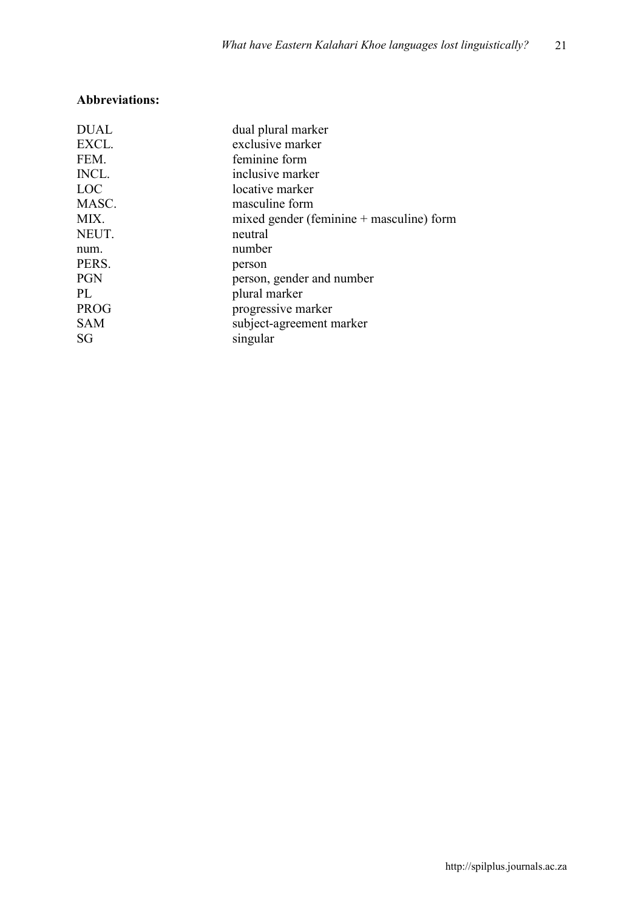**Abbreviations:**

| | |
|---|---|
| DUAL | dual plural marker |
| EXCL. | exclusive marker |
| FEM. | feminine form |
| INCL. | inclusive marker |
| LOC | locative marker |
| MASC. | masculine form |
| MIX. | mixed gender (feminine + masculine) form |
| NEUT. | neutral |
| num. | number |
| PERS. | person |
| PGN | person, gender and number |
| PL | plural marker |
| PROG | progressive marker |
| SAM | subject-agreement marker |
| SG | singular |